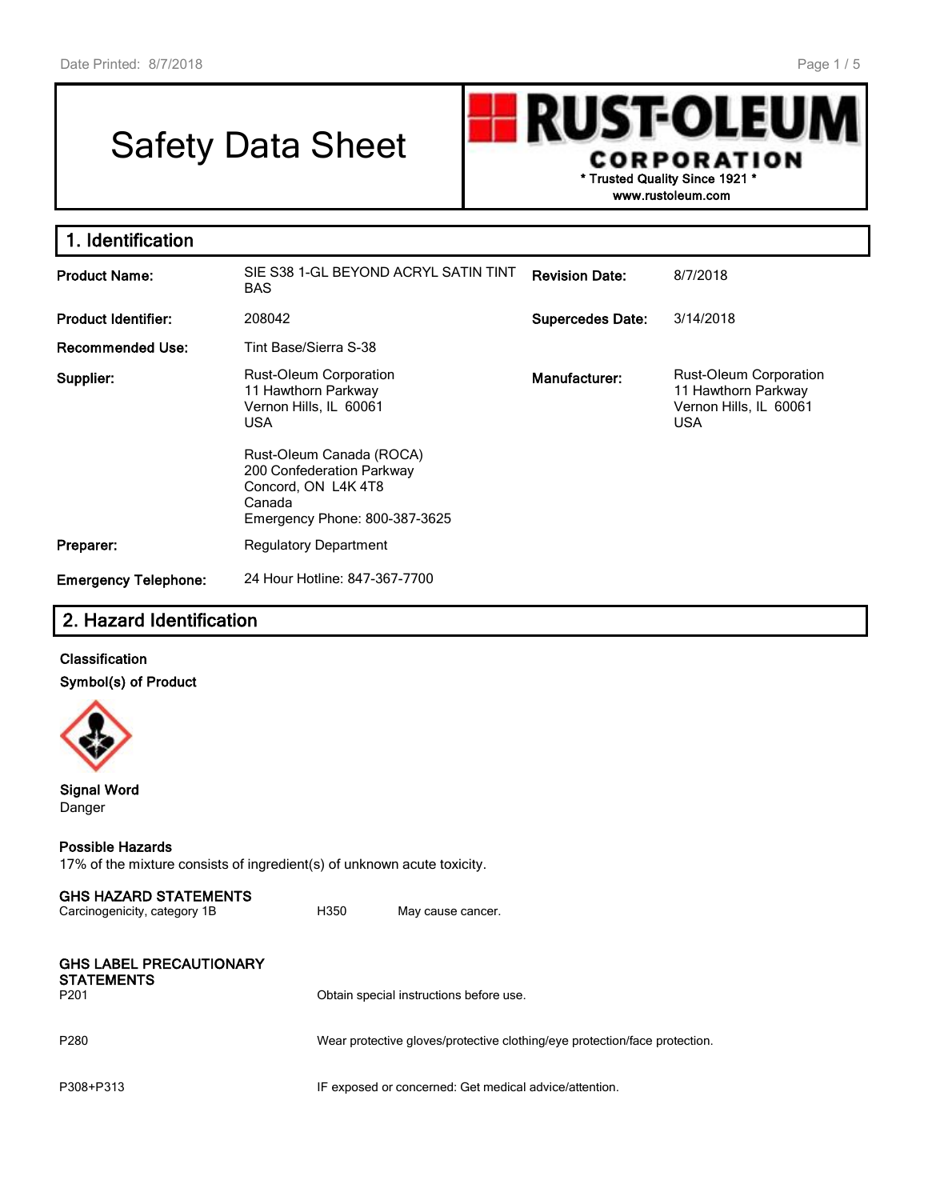# Safety Data Sheet

RUST-OLEUM CORPORATION
* Trusted Quality Since 1921 *
www.rustoleum.com

## 1. Identification

| | | | |
|---|---|---|---|
| **Product Name:** | SIE S38 1-GL BEYOND ACRYL SATIN TINT BAS | **Revision Date:** | 8/7/2018 |
| **Product Identifier:** | 208042 | **Supercedes Date:** | 3/14/2018 |
| **Recommended Use:** | Tint Base/Sierra S-38 | | |
| **Supplier:** | Rust-Oleum Corporation<br>11 Hawthorn Parkway<br>Vernon Hills, IL 60061<br>USA<br><br>Rust-Oleum Canada (ROCA)<br>200 Confederation Parkway<br>Concord, ON L4K 4T8<br>Canada<br>Emergency Phone: 800-387-3625 | **Manufacturer:** | Rust-Oleum Corporation<br>11 Hawthorn Parkway<br>Vernon Hills, IL 60061<br>USA |
| **Preparer:** | Regulatory Department | | |
| **Emergency Telephone:** | 24 Hour Hotline: 847-367-7700 | | |

## 2. Hazard Identification

**Classification**

**Symbol(s) of Product**

**Signal Word**

Danger

**Possible Hazards**

17% of the mixture consists of ingredient(s) of unknown acute toxicity.

**GHS HAZARD STATEMENTS**

| | | |
|---|---|---|
| Carcinogenicity, category 1B | H350 | May cause cancer. |

**GHS LABEL PRECAUTIONARY STATEMENTS**

| | |
|---|---|
| P201 | Obtain special instructions before use. |
| P280 | Wear protective gloves/protective clothing/eye protection/face protection. |
| P308+P313 | IF exposed or concerned: Get medical advice/attention. |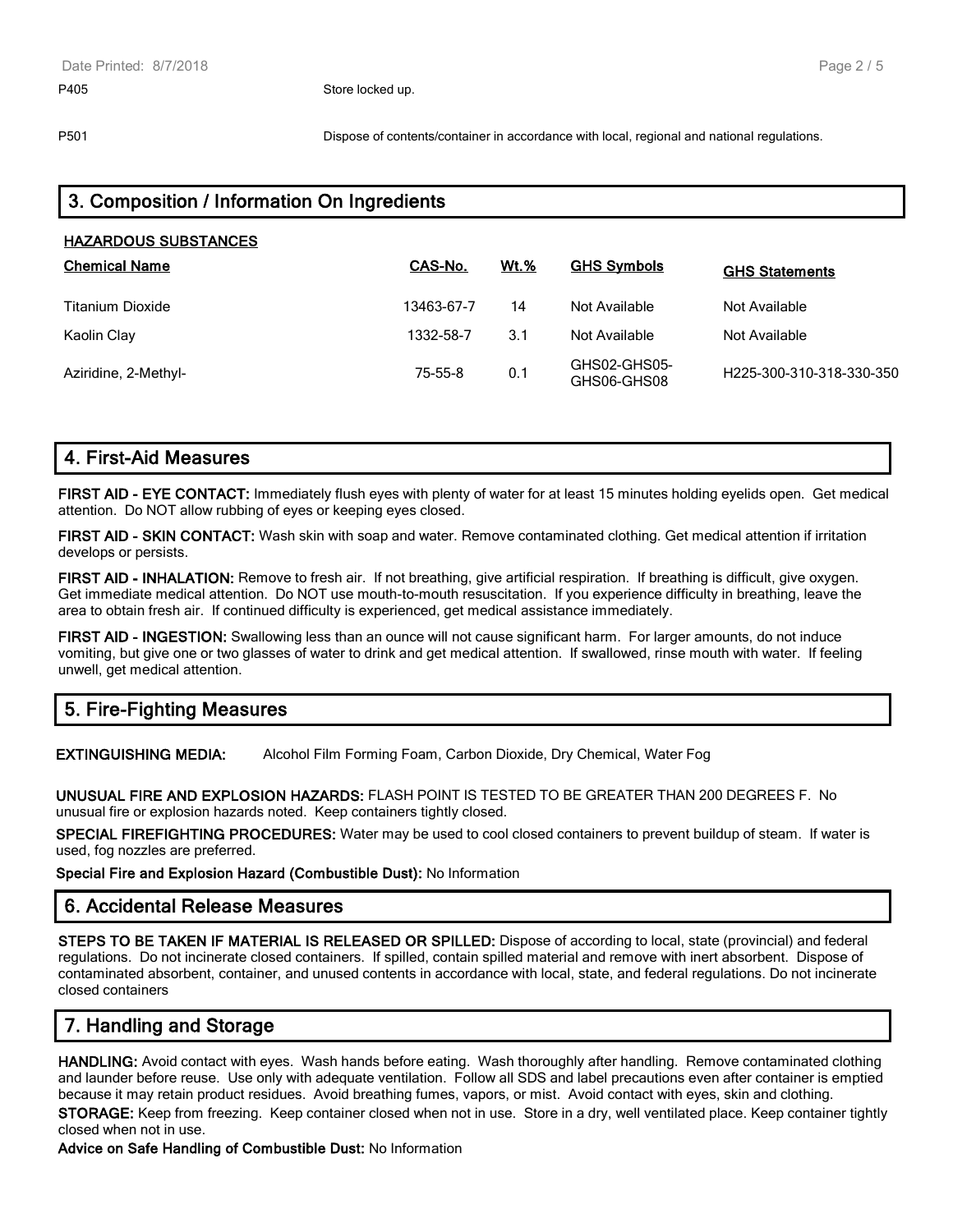P405 Store locked up.

P501 Dispose of contents/container in accordance with local, regional and national regulations.

## 3. Composition / Information On Ingredients

**HAZARDOUS SUBSTANCES**

| Chemical Name | CAS-No. | Wt.% | GHS Symbols | GHS Statements |
|---|---|---|---|---|
| Titanium Dioxide | 13463-67-7 | 14 | Not Available | Not Available |
| Kaolin Clay | 1332-58-7 | 3.1 | Not Available | Not Available |
| Aziridine, 2-Methyl- | 75-55-8 | 0.1 | GHS02-GHS05-GHS06-GHS08 | H225-300-310-318-330-350 |

## 4. First-Aid Measures

**FIRST AID - EYE CONTACT:** Immediately flush eyes with plenty of water for at least 15 minutes holding eyelids open. Get medical attention. Do NOT allow rubbing of eyes or keeping eyes closed.

**FIRST AID - SKIN CONTACT:** Wash skin with soap and water. Remove contaminated clothing. Get medical attention if irritation develops or persists.

**FIRST AID - INHALATION:** Remove to fresh air. If not breathing, give artificial respiration. If breathing is difficult, give oxygen. Get immediate medical attention. Do NOT use mouth-to-mouth resuscitation. If you experience difficulty in breathing, leave the area to obtain fresh air. If continued difficulty is experienced, get medical assistance immediately.

**FIRST AID - INGESTION:** Swallowing less than an ounce will not cause significant harm. For larger amounts, do not induce vomiting, but give one or two glasses of water to drink and get medical attention. If swallowed, rinse mouth with water. If feeling unwell, get medical attention.

## 5. Fire-Fighting Measures

**EXTINGUISHING MEDIA:** Alcohol Film Forming Foam, Carbon Dioxide, Dry Chemical, Water Fog

**UNUSUAL FIRE AND EXPLOSION HAZARDS:** FLASH POINT IS TESTED TO BE GREATER THAN 200 DEGREES F. No unusual fire or explosion hazards noted. Keep containers tightly closed.

**SPECIAL FIREFIGHTING PROCEDURES:** Water may be used to cool closed containers to prevent buildup of steam. If water is used, fog nozzles are preferred.

**Special Fire and Explosion Hazard (Combustible Dust):** No Information

## 6. Accidental Release Measures

**STEPS TO BE TAKEN IF MATERIAL IS RELEASED OR SPILLED:** Dispose of according to local, state (provincial) and federal regulations. Do not incinerate closed containers. If spilled, contain spilled material and remove with inert absorbent. Dispose of contaminated absorbent, container, and unused contents in accordance with local, state, and federal regulations. Do not incinerate closed containers

## 7. Handling and Storage

**HANDLING:** Avoid contact with eyes. Wash hands before eating. Wash thoroughly after handling. Remove contaminated clothing and launder before reuse. Use only with adequate ventilation. Follow all SDS and label precautions even after container is emptied because it may retain product residues. Avoid breathing fumes, vapors, or mist. Avoid contact with eyes, skin and clothing.

**STORAGE:** Keep from freezing. Keep container closed when not in use. Store in a dry, well ventilated place. Keep container tightly closed when not in use.

**Advice on Safe Handling of Combustible Dust:** No Information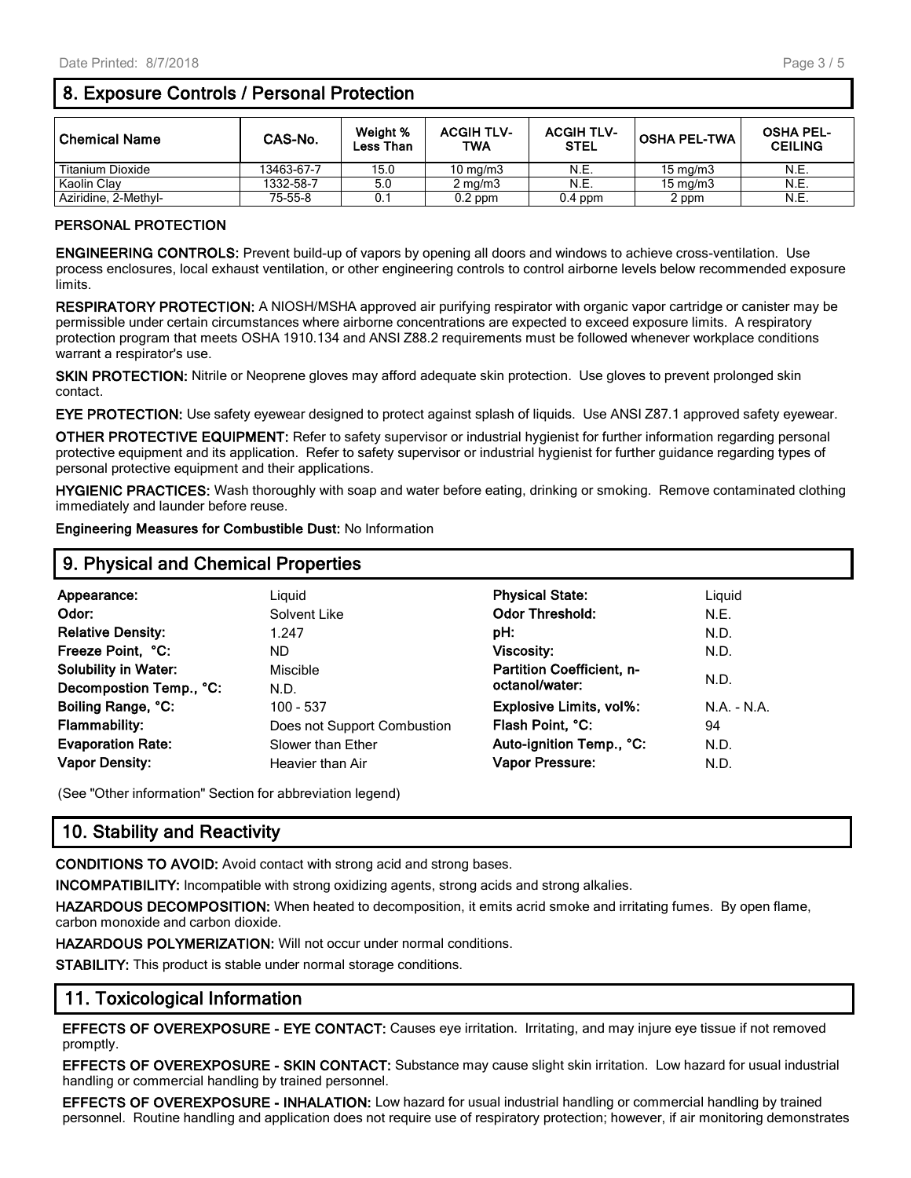## 8. Exposure Controls / Personal Protection

| Chemical Name | CAS-No. | Weight % Less Than | ACGIH TLV-TWA | ACGIH TLV-STEL | OSHA PEL-TWA | OSHA PEL-CEILING |
|---|---|---|---|---|---|---|
| Titanium Dioxide | 13463-67-7 | 15.0 | 10 mg/m3 | N.E. | 15 mg/m3 | N.E. |
| Kaolin Clay | 1332-58-7 | 5.0 | 2 mg/m3 | N.E. | 15 mg/m3 | N.E. |
| Aziridine, 2-Methyl- | 75-55-8 | 0.1 | 0.2 ppm | 0.4 ppm | 2 ppm | N.E. |

**PERSONAL PROTECTION**

**ENGINEERING CONTROLS:** Prevent build-up of vapors by opening all doors and windows to achieve cross-ventilation. Use process enclosures, local exhaust ventilation, or other engineering controls to control airborne levels below recommended exposure limits.

**RESPIRATORY PROTECTION:** A NIOSH/MSHA approved air purifying respirator with organic vapor cartridge or canister may be permissible under certain circumstances where airborne concentrations are expected to exceed exposure limits. A respiratory protection program that meets OSHA 1910.134 and ANSI Z88.2 requirements must be followed whenever workplace conditions warrant a respirator's use.

**SKIN PROTECTION:** Nitrile or Neoprene gloves may afford adequate skin protection. Use gloves to prevent prolonged skin contact.

**EYE PROTECTION:** Use safety eyewear designed to protect against splash of liquids. Use ANSI Z87.1 approved safety eyewear.

**OTHER PROTECTIVE EQUIPMENT:** Refer to safety supervisor or industrial hygienist for further information regarding personal protective equipment and its application. Refer to safety supervisor or industrial hygienist for further guidance regarding types of personal protective equipment and their applications.

**HYGIENIC PRACTICES:** Wash thoroughly with soap and water before eating, drinking or smoking. Remove contaminated clothing immediately and launder before reuse.

**Engineering Measures for Combustible Dust:** No Information

## 9. Physical and Chemical Properties

| | | | |
|---|---|---|---|
| **Appearance:** | Liquid | **Physical State:** | Liquid |
| **Odor:** | Solvent Like | **Odor Threshold:** | N.E. |
| **Relative Density:** | 1.247 | **pH:** | N.D. |
| **Freeze Point, °C:** | ND | **Viscosity:** | N.D. |
| **Solubility in Water:** | Miscible | **Partition Coefficient, n-octanol/water:** | N.D. |
| **Decompostion Temp., °C:** | N.D. | | |
| **Boiling Range, °C:** | 100 - 537 | **Explosive Limits, vol%:** | N.A. - N.A. |
| **Flammability:** | Does not Support Combustion | **Flash Point, °C:** | 94 |
| **Evaporation Rate:** | Slower than Ether | **Auto-ignition Temp., °C:** | N.D. |
| **Vapor Density:** | Heavier than Air | **Vapor Pressure:** | N.D. |

(See "Other information" Section for abbreviation legend)

## 10. Stability and Reactivity

**CONDITIONS TO AVOID:** Avoid contact with strong acid and strong bases.

**INCOMPATIBILITY:** Incompatible with strong oxidizing agents, strong acids and strong alkalies.

**HAZARDOUS DECOMPOSITION:** When heated to decomposition, it emits acrid smoke and irritating fumes. By open flame, carbon monoxide and carbon dioxide.

**HAZARDOUS POLYMERIZATION:** Will not occur under normal conditions.

**STABILITY:** This product is stable under normal storage conditions.

## 11. Toxicological Information

**EFFECTS OF OVEREXPOSURE - EYE CONTACT:** Causes eye irritation. Irritating, and may injure eye tissue if not removed promptly.

**EFFECTS OF OVEREXPOSURE - SKIN CONTACT:** Substance may cause slight skin irritation. Low hazard for usual industrial handling or commercial handling by trained personnel.

**EFFECTS OF OVEREXPOSURE - INHALATION:** Low hazard for usual industrial handling or commercial handling by trained personnel. Routine handling and application does not require use of respiratory protection; however, if air monitoring demonstrates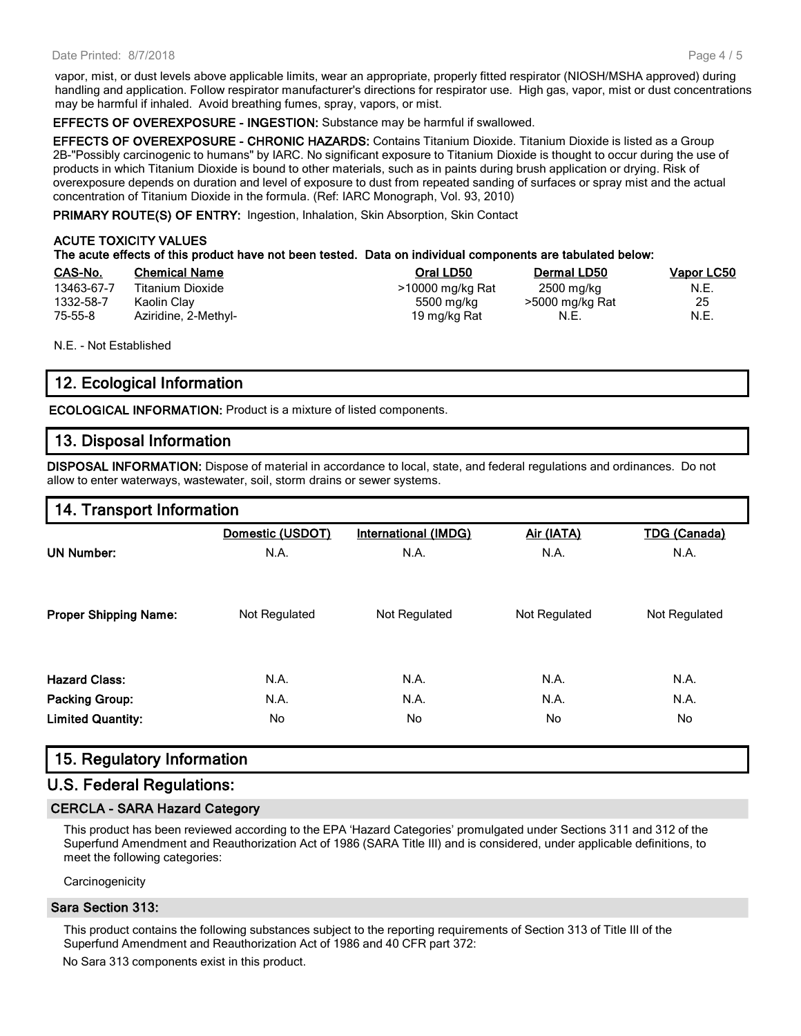vapor, mist, or dust levels above applicable limits, wear an appropriate, properly fitted respirator (NIOSH/MSHA approved) during handling and application. Follow respirator manufacturer's directions for respirator use. High gas, vapor, mist or dust concentrations may be harmful if inhaled. Avoid breathing fumes, spray, vapors, or mist.

**EFFECTS OF OVEREXPOSURE - INGESTION:** Substance may be harmful if swallowed.

**EFFECTS OF OVEREXPOSURE - CHRONIC HAZARDS:** Contains Titanium Dioxide. Titanium Dioxide is listed as a Group 2B-"Possibly carcinogenic to humans" by IARC. No significant exposure to Titanium Dioxide is thought to occur during the use of products in which Titanium Dioxide is bound to other materials, such as in paints during brush application or drying. Risk of overexposure depends on duration and level of exposure to dust from repeated sanding of surfaces or spray mist and the actual concentration of Titanium Dioxide in the formula. (Ref: IARC Monograph, Vol. 93, 2010)

**PRIMARY ROUTE(S) OF ENTRY:** Ingestion, Inhalation, Skin Absorption, Skin Contact

**ACUTE TOXICITY VALUES**

**The acute effects of this product have not been tested. Data on individual components are tabulated below:**

| CAS-No. | Chemical Name | Oral LD50 | Dermal LD50 | Vapor LC50 |
|---|---|---|---|---|
| 13463-67-7 | Titanium Dioxide | >10000 mg/kg Rat | 2500 mg/kg | N.E. |
| 1332-58-7 | Kaolin Clay | 5500 mg/kg | >5000 mg/kg Rat | 25 |
| 75-55-8 | Aziridine, 2-Methyl- | 19 mg/kg Rat | N.E. | N.E. |

N.E. - Not Established

## 12. Ecological Information

**ECOLOGICAL INFORMATION:** Product is a mixture of listed components.

## 13. Disposal Information

**DISPOSAL INFORMATION:** Dispose of material in accordance to local, state, and federal regulations and ordinances. Do not allow to enter waterways, wastewater, soil, storm drains or sewer systems.

## 14. Transport Information

| | Domestic (USDOT) | International (IMDG) | Air (IATA) | TDG (Canada) |
|---|---|---|---|---|
| **UN Number:** | N.A. | N.A. | N.A. | N.A. |
| **Proper Shipping Name:** | Not Regulated | Not Regulated | Not Regulated | Not Regulated |
| **Hazard Class:** | N.A. | N.A. | N.A. | N.A. |
| **Packing Group:** | N.A. | N.A. | N.A. | N.A. |
| **Limited Quantity:** | No | No | No | No |

## 15. Regulatory Information

## U.S. Federal Regulations:

### CERCLA - SARA Hazard Category

This product has been reviewed according to the EPA 'Hazard Categories' promulgated under Sections 311 and 312 of the Superfund Amendment and Reauthorization Act of 1986 (SARA Title III) and is considered, under applicable definitions, to meet the following categories:

Carcinogenicity

### Sara Section 313:

This product contains the following substances subject to the reporting requirements of Section 313 of Title III of the Superfund Amendment and Reauthorization Act of 1986 and 40 CFR part 372:

No Sara 313 components exist in this product.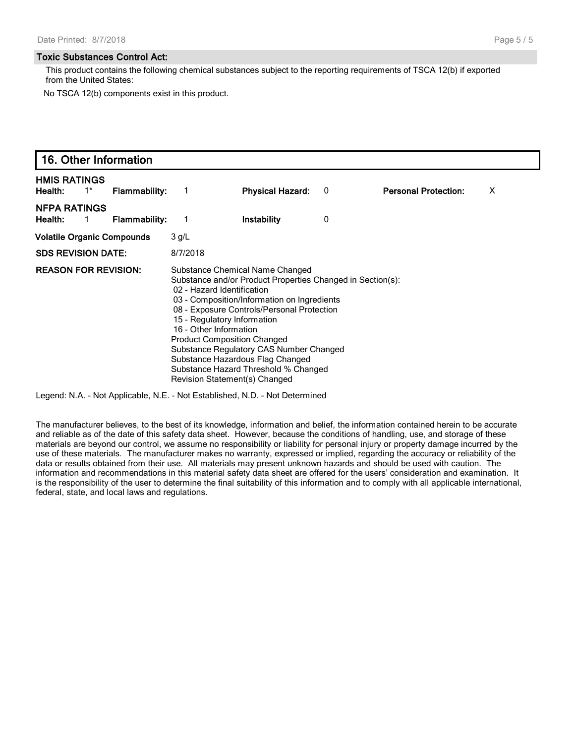### Toxic Substances Control Act:

This product contains the following chemical substances subject to the reporting requirements of TSCA 12(b) if exported from the United States:

No TSCA 12(b) components exist in this product.

## 16. Other Information

**HMIS RATINGS**

| | | | | | | | |
|---|---|---|---|---|---|---|---|
| **Health:** | 1* | **Flammability:** | 1 | **Physical Hazard:** | 0 | **Personal Protection:** | X |

**NFPA RATINGS**

| | | | | | |
|---|---|---|---|---|---|
| **Health:** | 1 | **Flammability:** | 1 | **Instability** | 0 |

**Volatile Organic Compounds** 3 g/L

**SDS REVISION DATE:** 8/7/2018

**REASON FOR REVISION:**

Substance Chemical Name Changed
Substance and/or Product Properties Changed in Section(s):
- 02 - Hazard Identification
- 03 - Composition/Information on Ingredients
- 08 - Exposure Controls/Personal Protection
- 15 - Regulatory Information
- 16 - Other Information

Product Composition Changed
Substance Regulatory CAS Number Changed
Substance Hazardous Flag Changed
Substance Hazard Threshold % Changed
Revision Statement(s) Changed

Legend: N.A. - Not Applicable, N.E. - Not Established, N.D. - Not Determined

The manufacturer believes, to the best of its knowledge, information and belief, the information contained herein to be accurate and reliable as of the date of this safety data sheet. However, because the conditions of handling, use, and storage of these materials are beyond our control, we assume no responsibility or liability for personal injury or property damage incurred by the use of these materials. The manufacturer makes no warranty, expressed or implied, regarding the accuracy or reliability of the data or results obtained from their use. All materials may present unknown hazards and should be used with caution. The information and recommendations in this material safety data sheet are offered for the users' consideration and examination. It is the responsibility of the user to determine the final suitability of this information and to comply with all applicable international, federal, state, and local laws and regulations.